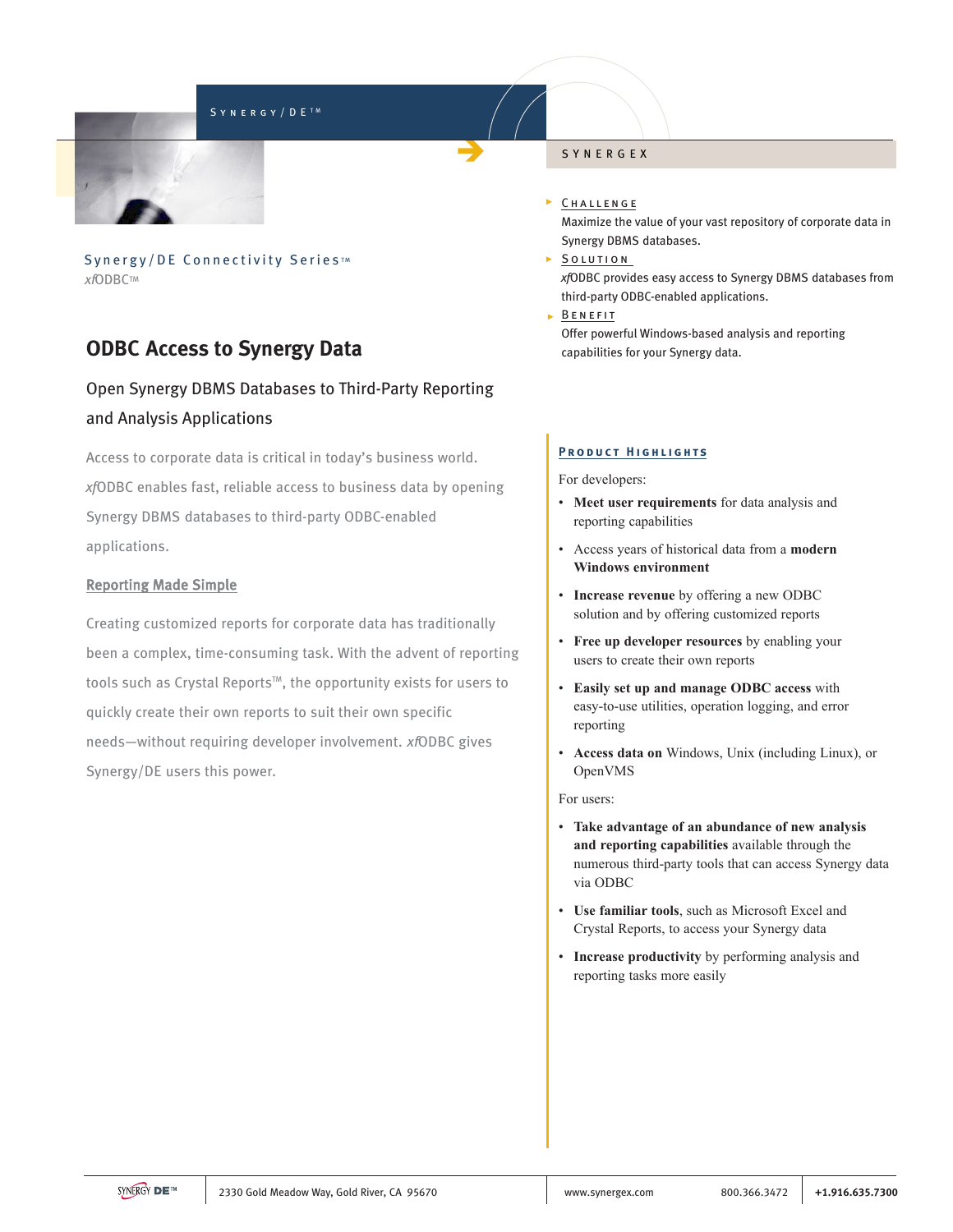SYNERGY/DE™

SYNERGEX

Synergy/DE Connectivity Series™

*xf*ODBC™

# ODBC Access to Synergy Data

## Open Synergy DBMS Databases to Third-Party Reporting and Analysis Applications

Access to corporate data is critical in today's business world. *xf*ODBC enables fast, reliable access to business data by opening Synergy DBMS databases to third-party ODBC-enabled applications.

### Reporting Made Simple

Creating customized reports for corporate data has traditionally been a complex, time-consuming task. With the advent of reporting tools such as Crystal Reports™, the opportunity exists for users to quickly create their own reports to suit their own specific needs—without requiring developer involvement. *xf*ODBC gives Synergy/DE users this power.

**CHALLENGE**

Maximize the value of your vast repository of corporate data in Synergy DBMS databases.

**SOLUTION**

*xf*ODBC provides easy access to Synergy DBMS databases from third-party ODBC-enabled applications.

**BENEFIT**

Offer powerful Windows-based analysis and reporting capabilities for your Synergy data.

### PRODUCT HIGHLIGHTS

For developers:

- **Meet user requirements** for data analysis and reporting capabilities
- Access years of historical data from a **modern Windows environment**
- **Increase revenue** by offering a new ODBC solution and by offering customized reports
- **Free up developer resources** by enabling your users to create their own reports
- **Easily set up and manage ODBC access** with easy-to-use utilities, operation logging, and error reporting
- **Access data on** Windows, Unix (including Linux), or OpenVMS

For users:

- **Take advantage of an abundance of new analysis and reporting capabilities** available through the numerous third-party tools that can access Synergy data via ODBC
- **Use familiar tools**, such as Microsoft Excel and Crystal Reports, to access your Synergy data
- **Increase productivity** by performing analysis and reporting tasks more easily

SYNERGY DE™ | 2330 Gold Meadow Way, Gold River, CA 95670 | www.synergex.com | 800.366.3472 | +1.916.635.7300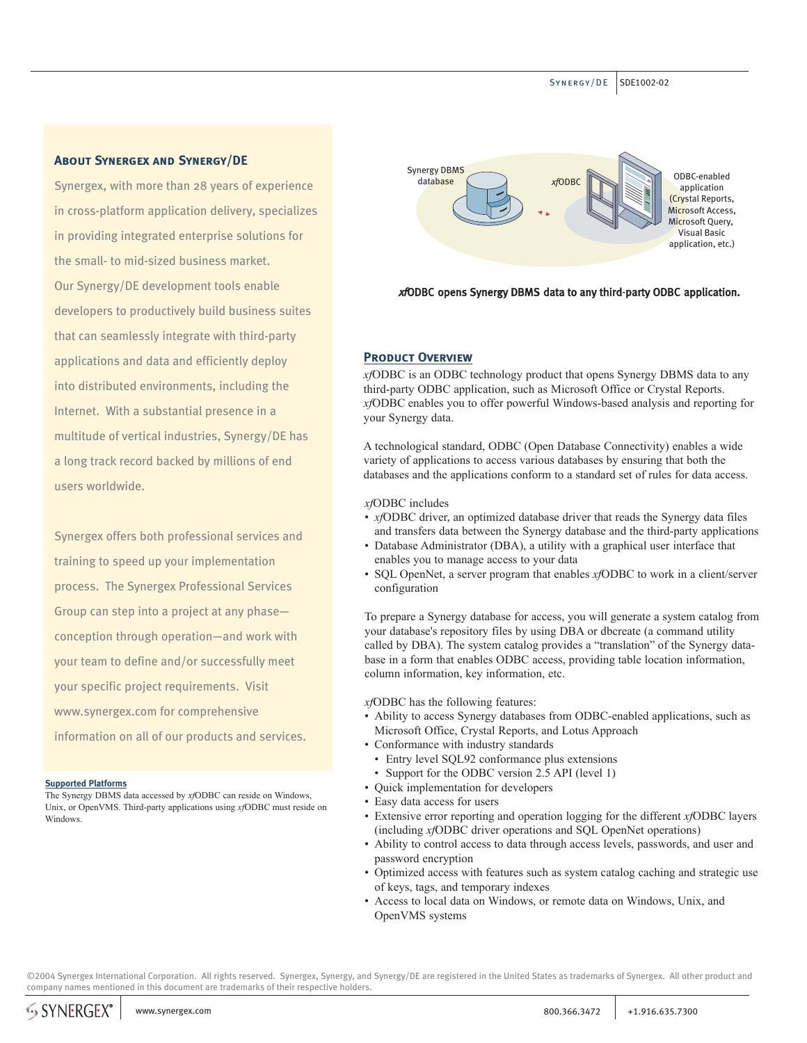## About Synergex and Synergy/DE

Synergex, with more than 28 years of experience in cross-platform application delivery, specializes in providing integrated enterprise solutions for the small- to mid-sized business market. Our Synergy/DE development tools enable developers to productively build business suites that can seamlessly integrate with third-party applications and data and efficiently deploy into distributed environments, including the Internet. With a substantial presence in a multitude of vertical industries, Synergy/DE has a long track record backed by millions of end users worldwide.

Synergex offers both professional services and training to speed up your implementation process. The Synergex Professional Services Group can step into a project at any phase—conception through operation—and work with your team to define and/or successfully meet your specific project requirements. Visit www.synergex.com for comprehensive information on all of our products and services.

**Supported Platforms**

The Synergy DBMS data accessed by *xf*ODBC can reside on Windows, Unix, or OpenVMS. Third-party applications using *xf*ODBC must reside on Windows.

Synergy DBMS database

*xf*ODBC

ODBC-enabled application (Crystal Reports, Microsoft Access, Microsoft Query, Visual Basic application, etc.)

***xf*ODBC opens Synergy DBMS data to any third-party ODBC application.**

## Product Overview

*xf*ODBC is an ODBC technology product that opens Synergy DBMS data to any third-party ODBC application, such as Microsoft Office or Crystal Reports. *xf*ODBC enables you to offer powerful Windows-based analysis and reporting for your Synergy data.

A technological standard, ODBC (Open Database Connectivity) enables a wide variety of applications to access various databases by ensuring that both the databases and the applications conform to a standard set of rules for data access.

*xf*ODBC includes

- *xf*ODBC driver, an optimized database driver that reads the Synergy data files and transfers data between the Synergy database and the third-party applications
- Database Administrator (DBA), a utility with a graphical user interface that enables you to manage access to your data
- SQL OpenNet, a server program that enables *xf*ODBC to work in a client/server configuration

To prepare a Synergy database for access, you will generate a system catalog from your database's repository files by using DBA or dbcreate (a command utility called by DBA). The system catalog provides a "translation" of the Synergy database in a form that enables ODBC access, providing table location information, column information, key information, etc.

*xf*ODBC has the following features:

- Ability to access Synergy databases from ODBC-enabled applications, such as Microsoft Office, Crystal Reports, and Lotus Approach
- Conformance with industry standards
  - Entry level SQL92 conformance plus extensions
  - Support for the ODBC version 2.5 API (level 1)
- Quick implementation for developers
- Easy data access for users
- Extensive error reporting and operation logging for the different *xf*ODBC layers (including *xf*ODBC driver operations and SQL OpenNet operations)
- Ability to control access to data through access levels, passwords, and user and password encryption
- Optimized access with features such as system catalog caching and strategic use of keys, tags, and temporary indexes
- Access to local data on Windows, or remote data on Windows, Unix, and OpenVMS systems

©2004 Synergex International Corporation. All rights reserved. Synergex, Synergy, and Synergy/DE are registered in the United States as trademarks of Synergex. All other product and company names mentioned in this document are trademarks of their respective holders.